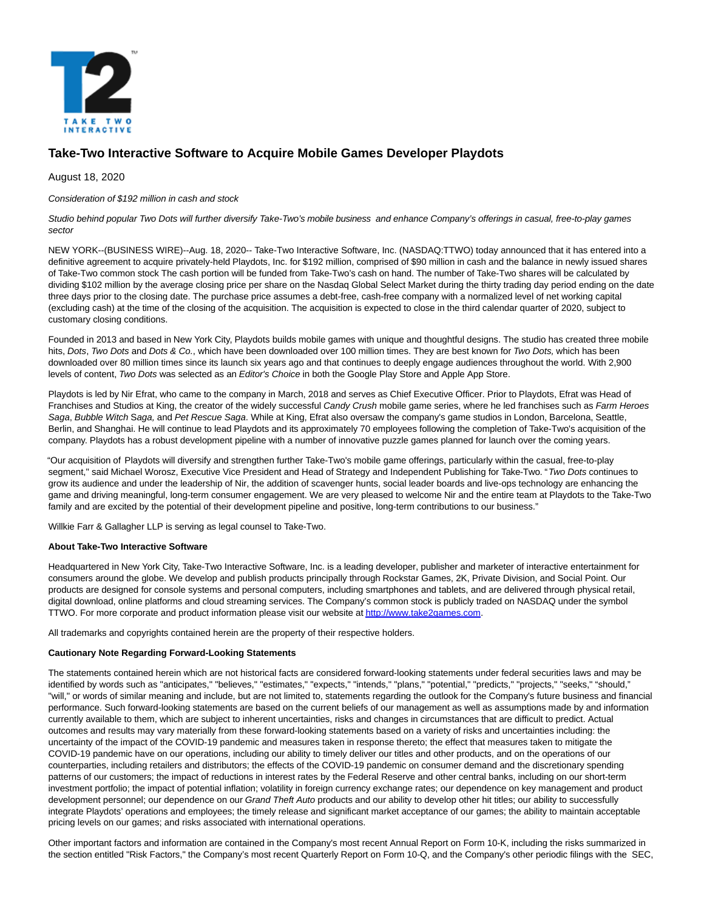# Take-Two Interactive Software to Acquire Mobile Games Developer Playdots

August 18, 2020

*Consideration of $192 million in cash and stock*

*Studio behind popular Two Dots will further diversify Take-Two's mobile business and enhance Company's offerings in casual, free-to-play games sector*

NEW YORK--(BUSINESS WIRE)--Aug. 18, 2020-- Take-Two Interactive Software, Inc. (NASDAQ:TTWO) today announced that it has entered into a definitive agreement to acquire privately-held Playdots, Inc. for $192 million, comprised of $90 million in cash and the balance in newly issued shares of Take-Two common stock The cash portion will be funded from Take-Two's cash on hand. The number of Take-Two shares will be calculated by dividing $102 million by the average closing price per share on the Nasdaq Global Select Market during the thirty trading day period ending on the date three days prior to the closing date. The purchase price assumes a debt-free, cash-free company with a normalized level of net working capital (excluding cash) at the time of the closing of the acquisition. The acquisition is expected to close in the third calendar quarter of 2020, subject to customary closing conditions.

Founded in 2013 and based in New York City, Playdots builds mobile games with unique and thoughtful designs. The studio has created three mobile hits, *Dots*, *Two Dots* and *Dots & Co.*, which have been downloaded over 100 million times. They are best known for *Two Dots,* which has been downloaded over 80 million times since its launch six years ago and that continues to deeply engage audiences throughout the world. With 2,900 levels of content, *Two Dots* was selected as an *Editor's Choice* in both the Google Play Store and Apple App Store.

Playdots is led by Nir Efrat, who came to the company in March, 2018 and serves as Chief Executive Officer. Prior to Playdots, Efrat was Head of Franchises and Studios at King, the creator of the widely successful *Candy Crush* mobile game series, where he led franchises such as *Farm Heroes Saga*, *Bubble Witch* Saga, and *Pet Rescue Saga*. While at King, Efrat also oversaw the company's game studios in London, Barcelona, Seattle, Berlin, and Shanghai. He will continue to lead Playdots and its approximately 70 employees following the completion of Take-Two's acquisition of the company. Playdots has a robust development pipeline with a number of innovative puzzle games planned for launch over the coming years.

"Our acquisition of Playdots will diversify and strengthen further Take-Two's mobile game offerings, particularly within the casual, free-to-play segment," said Michael Worosz, Executive Vice President and Head of Strategy and Independent Publishing for Take-Two. "*Two Dots* continues to grow its audience and under the leadership of Nir, the addition of scavenger hunts, social leader boards and live-ops technology are enhancing the game and driving meaningful, long-term consumer engagement. We are very pleased to welcome Nir and the entire team at Playdots to the Take-Two family and are excited by the potential of their development pipeline and positive, long-term contributions to our business."

Willkie Farr & Gallagher LLP is serving as legal counsel to Take-Two.

**About Take-Two Interactive Software**

Headquartered in New York City, Take-Two Interactive Software, Inc. is a leading developer, publisher and marketer of interactive entertainment for consumers around the globe. We develop and publish products principally through Rockstar Games, 2K, Private Division, and Social Point. Our products are designed for console systems and personal computers, including smartphones and tablets, and are delivered through physical retail, digital download, online platforms and cloud streaming services. The Company's common stock is publicly traded on NASDAQ under the symbol TTWO. For more corporate and product information please visit our website at http://www.take2games.com.

All trademarks and copyrights contained herein are the property of their respective holders.

**Cautionary Note Regarding Forward-Looking Statements**

The statements contained herein which are not historical facts are considered forward-looking statements under federal securities laws and may be identified by words such as "anticipates," "believes," "estimates," "expects," "intends," "plans," "potential," "predicts," "projects," "seeks," "should," "will," or words of similar meaning and include, but are not limited to, statements regarding the outlook for the Company's future business and financial performance. Such forward-looking statements are based on the current beliefs of our management as well as assumptions made by and information currently available to them, which are subject to inherent uncertainties, risks and changes in circumstances that are difficult to predict. Actual outcomes and results may vary materially from these forward-looking statements based on a variety of risks and uncertainties including: the uncertainty of the impact of the COVID-19 pandemic and measures taken in response thereto; the effect that measures taken to mitigate the COVID-19 pandemic have on our operations, including our ability to timely deliver our titles and other products, and on the operations of our counterparties, including retailers and distributors; the effects of the COVID-19 pandemic on consumer demand and the discretionary spending patterns of our customers; the impact of reductions in interest rates by the Federal Reserve and other central banks, including on our short-term investment portfolio; the impact of potential inflation; volatility in foreign currency exchange rates; our dependence on key management and product development personnel; our dependence on our *Grand Theft Auto* products and our ability to develop other hit titles; our ability to successfully integrate Playdots' operations and employees; the timely release and significant market acceptance of our games; the ability to maintain acceptable pricing levels on our games; and risks associated with international operations.

Other important factors and information are contained in the Company's most recent Annual Report on Form 10-K, including the risks summarized in the section entitled "Risk Factors," the Company's most recent Quarterly Report on Form 10-Q, and the Company's other periodic filings with the SEC,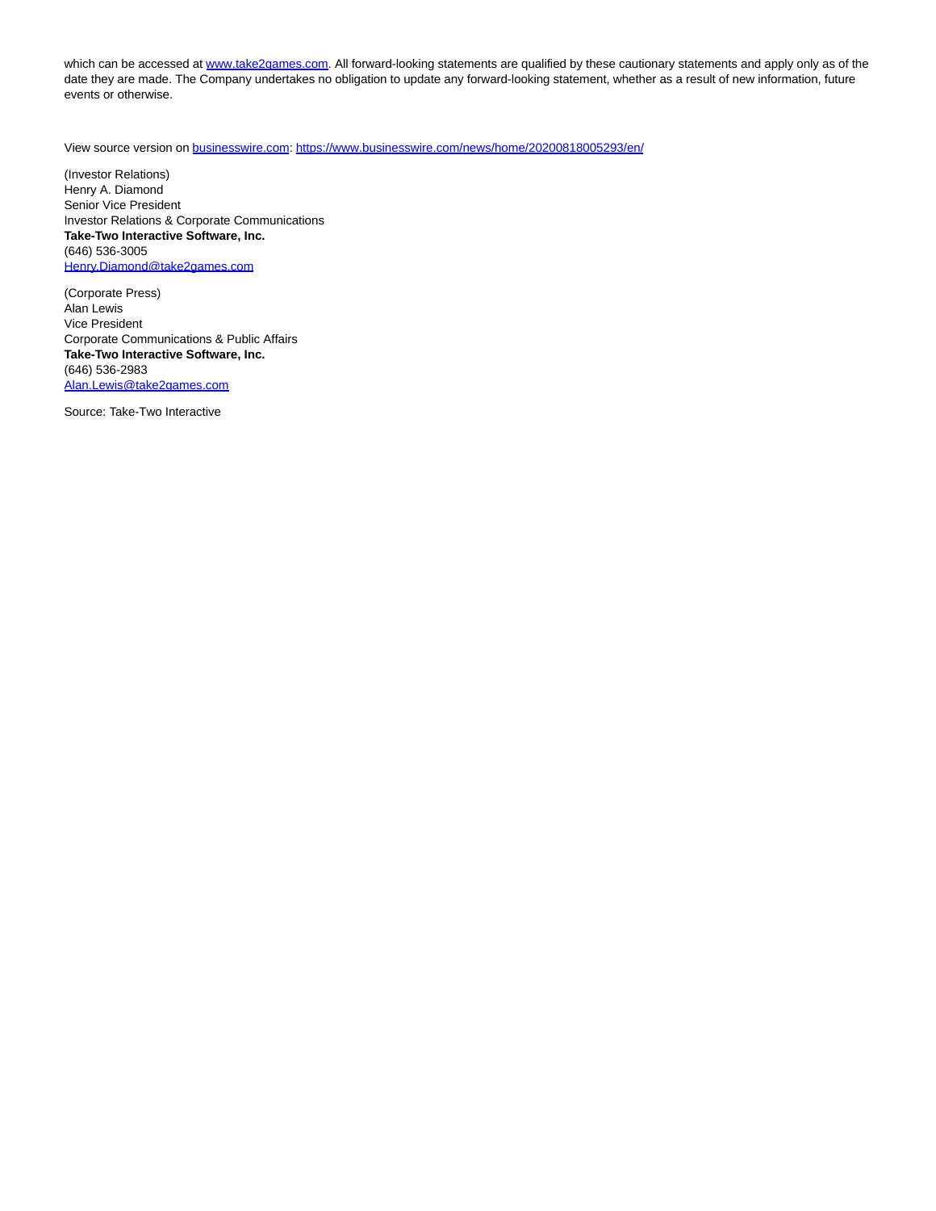which can be accessed at [www.take2games.com](http://www.take2games.com). All forward-looking statements are qualified by these cautionary statements and apply only as of the date they are made. The Company undertakes no obligation to update any forward-looking statement, whether as a result of new information, future events or otherwise.

View source version on [businesswire.com](http://businesswire.com): [https://www.businesswire.com/news/home/20200818005293/en/](https://www.businesswire.com/news/home/20200818005293/en/)

(Investor Relations)
Henry A. Diamond
Senior Vice President
Investor Relations & Corporate Communications
**Take-Two Interactive Software, Inc.**
(646) 536-3005
[Henry.Diamond@take2games.com](mailto:Henry.Diamond@take2games.com)

(Corporate Press)
Alan Lewis
Vice President
Corporate Communications & Public Affairs
**Take-Two Interactive Software, Inc.**
(646) 536-2983
[Alan.Lewis@take2games.com](mailto:Alan.Lewis@take2games.com)

Source: Take-Two Interactive